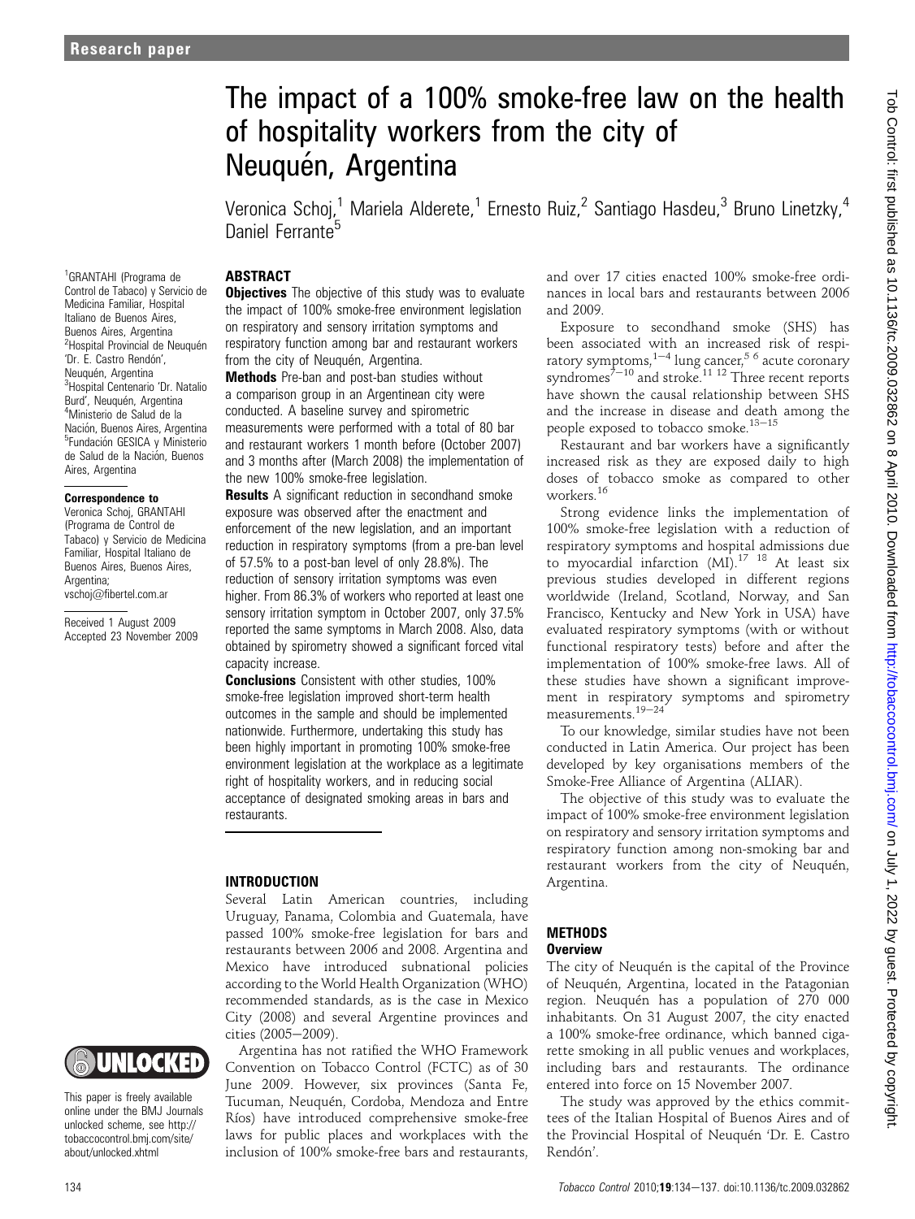Research paper

# The impact of a 100% smoke-free law on the health of hospitality workers from the city of Neuquén, Argentina

Veronica Schoj,[1] Mariela Alderete,[1] Ernesto Ruiz,[2] Santiago Hasdeu,[3] Bruno Linetzky,[4] Daniel Ferrante[5]

[1]GRANTAHI (Programa de Control de Tabaco) y Servicio de Medicina Familiar, Hospital Italiano de Buenos Aires, Buenos Aires, Argentina
[2]Hospital Provincial de Neuquén 'Dr. E. Castro Rendón', Neuquén, Argentina
[3]Hospital Centenario 'Dr. Natalio Burd', Neuquén, Argentina
[4]Ministerio de Salud de la Nación, Buenos Aires, Argentina
[5]Fundación GESICA y Ministerio de Salud de la Nación, Buenos Aires, Argentina

**Correspondence to**
Veronica Schoj, GRANTAHI (Programa de Control de Tabaco) y Servicio de Medicina Familiar, Hospital Italiano de Buenos Aires, Buenos Aires, Argentina; vschoj@fibertel.com.ar

Received 1 August 2009
Accepted 23 November 2009

This paper is freely available online under the BMJ Journals unlocked scheme, see http://tobaccocontrol.bmj.com/site/about/unlocked.xhtml

## ABSTRACT

**Objectives** The objective of this study was to evaluate the impact of 100% smoke-free environment legislation on respiratory and sensory irritation symptoms and respiratory function among bar and restaurant workers from the city of Neuquén, Argentina.

**Methods** Pre-ban and post-ban studies without a comparison group in an Argentinean city were conducted. A baseline survey and spirometric measurements were performed with a total of 80 bar and restaurant workers 1 month before (October 2007) and 3 months after (March 2008) the implementation of the new 100% smoke-free legislation.

**Results** A significant reduction in secondhand smoke exposure was observed after the enactment and enforcement of the new legislation, and an important reduction in respiratory symptoms (from a pre-ban level of 57.5% to a post-ban level of only 28.8%). The reduction of sensory irritation symptoms was even higher. From 86.3% of workers who reported at least one sensory irritation symptom in October 2007, only 37.5% reported the same symptoms in March 2008. Also, data obtained by spirometry showed a significant forced vital capacity increase.

**Conclusions** Consistent with other studies, 100% smoke-free legislation improved short-term health outcomes in the sample and should be implemented nationwide. Furthermore, undertaking this study has been highly important in promoting 100% smoke-free environment legislation at the workplace as a legitimate right of hospitality workers, and in reducing social acceptance of designated smoking areas in bars and restaurants.

## INTRODUCTION

Several Latin American countries, including Uruguay, Panama, Colombia and Guatemala, have passed 100% smoke-free legislation for bars and restaurants between 2006 and 2008. Argentina and Mexico have introduced subnational policies according to the World Health Organization (WHO) recommended standards, as is the case in Mexico City (2008) and several Argentine provinces and cities (2005–2009).

Argentina has not ratified the WHO Framework Convention on Tobacco Control (FCTC) as of 30 June 2009. However, six provinces (Santa Fe, Tucuman, Neuquén, Cordoba, Mendoza and Entre Ríos) have introduced comprehensive smoke-free laws for public places and workplaces with the inclusion of 100% smoke-free bars and restaurants, and over 17 cities enacted 100% smoke-free ordinances in local bars and restaurants between 2006 and 2009.

Exposure to secondhand smoke (SHS) has been associated with an increased risk of respiratory symptoms,[1–4] lung cancer,[5 6] acute coronary syndromes[7–10] and stroke.[11 12] Three recent reports have shown the causal relationship between SHS and the increase in disease and death among the people exposed to tobacco smoke.[13–15]

Restaurant and bar workers have a significantly increased risk as they are exposed daily to high doses of tobacco smoke as compared to other workers.[16]

Strong evidence links the implementation of 100% smoke-free legislation with a reduction of respiratory symptoms and hospital admissions due to myocardial infarction (MI).[17 18] At least six previous studies developed in different regions worldwide (Ireland, Scotland, Norway, and San Francisco, Kentucky and New York in USA) have evaluated respiratory symptoms (with or without functional respiratory tests) before and after the implementation of 100% smoke-free laws. All of these studies have shown a significant improvement in respiratory symptoms and spirometry measurements.[19–24]

To our knowledge, similar studies have not been conducted in Latin America. Our project has been developed by key organisations members of the Smoke-Free Alliance of Argentina (ALIAR).

The objective of this study was to evaluate the impact of 100% smoke-free environment legislation on respiratory and sensory irritation symptoms and respiratory function among non-smoking bar and restaurant workers from the city of Neuquén, Argentina.

## METHODS

### Overview

The city of Neuquén is the capital of the Province of Neuquén, Argentina, located in the Patagonian region. Neuquén has a population of 270 000 inhabitants. On 31 August 2007, the city enacted a 100% smoke-free ordinance, which banned cigarette smoking in all public venues and workplaces, including bars and restaurants. The ordinance entered into force on 15 November 2007.

The study was approved by the ethics committees of the Italian Hospital of Buenos Aires and of the Provincial Hospital of Neuquén 'Dr. E. Castro Rendón'.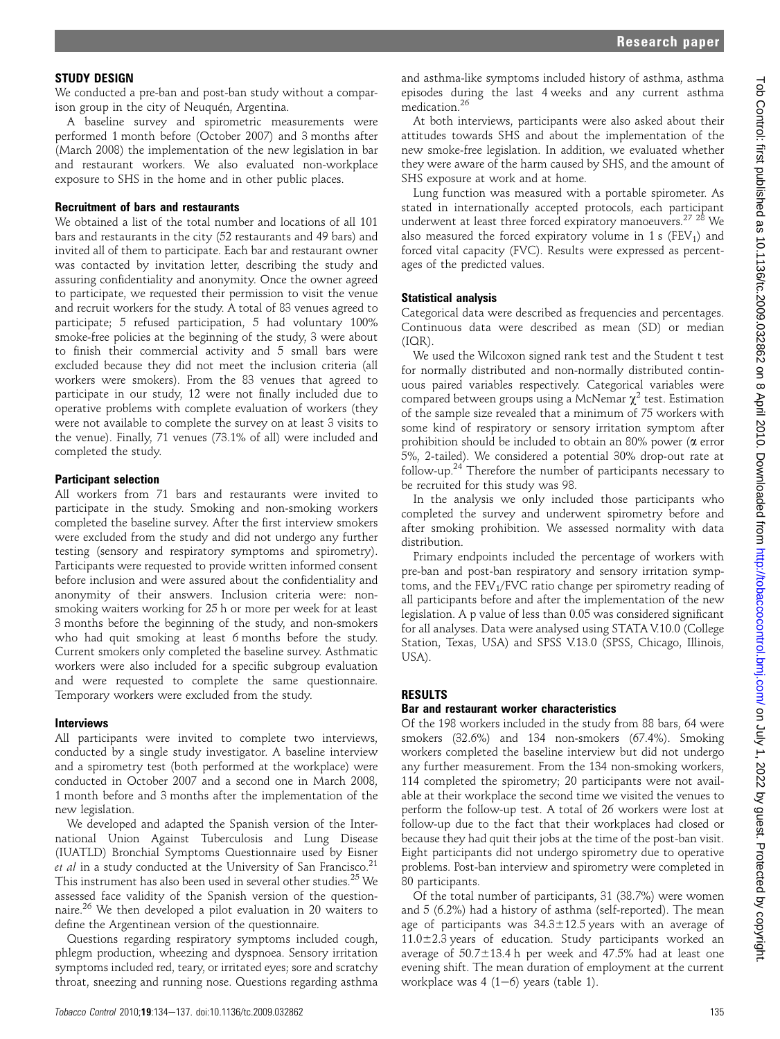## STUDY DESIGN

We conducted a pre-ban and post-ban study without a comparison group in the city of Neuquén, Argentina.

A baseline survey and spirometric measurements were performed 1 month before (October 2007) and 3 months after (March 2008) the implementation of the new legislation in bar and restaurant workers. We also evaluated non-workplace exposure to SHS in the home and in other public places.

### Recruitment of bars and restaurants

We obtained a list of the total number and locations of all 101 bars and restaurants in the city (52 restaurants and 49 bars) and invited all of them to participate. Each bar and restaurant owner was contacted by invitation letter, describing the study and assuring confidentiality and anonymity. Once the owner agreed to participate, we requested their permission to visit the venue and recruit workers for the study. A total of 83 venues agreed to participate; 5 refused participation, 5 had voluntary 100% smoke-free policies at the beginning of the study, 3 were about to finish their commercial activity and 5 small bars were excluded because they did not meet the inclusion criteria (all workers were smokers). From the 83 venues that agreed to participate in our study, 12 were not finally included due to operative problems with complete evaluation of workers (they were not available to complete the survey on at least 3 visits to the venue). Finally, 71 venues (73.1% of all) were included and completed the study.

### Participant selection

All workers from 71 bars and restaurants were invited to participate in the study. Smoking and non-smoking workers completed the baseline survey. After the first interview smokers were excluded from the study and did not undergo any further testing (sensory and respiratory symptoms and spirometry). Participants were requested to provide written informed consent before inclusion and were assured about the confidentiality and anonymity of their answers. Inclusion criteria were: non-smoking waiters working for 25 h or more per week for at least 3 months before the beginning of the study, and non-smokers who had quit smoking at least 6 months before the study. Current smokers only completed the baseline survey. Asthmatic workers were also included for a specific subgroup evaluation and were requested to complete the same questionnaire. Temporary workers were excluded from the study.

### Interviews

All participants were invited to complete two interviews, conducted by a single study investigator. A baseline interview and a spirometry test (both performed at the workplace) were conducted in October 2007 and a second one in March 2008, 1 month before and 3 months after the implementation of the new legislation.

We developed and adapted the Spanish version of the International Union Against Tuberculosis and Lung Disease (IUATLD) Bronchial Symptoms Questionnaire used by Eisner *et al* in a study conducted at the University of San Francisco.[21] This instrument has also been used in several other studies.[25] We assessed face validity of the Spanish version of the questionnaire.[26] We then developed a pilot evaluation in 20 waiters to define the Argentinean version of the questionnaire.

Questions regarding respiratory symptoms included cough, phlegm production, wheezing and dyspnoea. Sensory irritation symptoms included red, teary, or irritated eyes; sore and scratchy throat, sneezing and running nose. Questions regarding asthma and asthma-like symptoms included history of asthma, asthma episodes during the last 4 weeks and any current asthma medication.[26]

At both interviews, participants were also asked about their attitudes towards SHS and about the implementation of the new smoke-free legislation. In addition, we evaluated whether they were aware of the harm caused by SHS, and the amount of SHS exposure at work and at home.

Lung function was measured with a portable spirometer. As stated in internationally accepted protocols, each participant underwent at least three forced expiratory manoeuvers.[27 28] We also measured the forced expiratory volume in 1 s ($FEV_1$) and forced vital capacity (FVC). Results were expressed as percentages of the predicted values.

### Statistical analysis

Categorical data were described as frequencies and percentages. Continuous data were described as mean (SD) or median (IQR).

We used the Wilcoxon signed rank test and the Student t test for normally distributed and non-normally distributed continuous paired variables respectively. Categorical variables were compared between groups using a McNemar $\chi^2$ test. Estimation of the sample size revealed that a minimum of 75 workers with some kind of respiratory or sensory irritation symptom after prohibition should be included to obtain an 80% power ($\alpha$ error 5%, 2-tailed). We considered a potential 30% drop-out rate at follow-up.[24] Therefore the number of participants necessary to be recruited for this study was 98.

In the analysis we only included those participants who completed the survey and underwent spirometry before and after smoking prohibition. We assessed normality with data distribution.

Primary endpoints included the percentage of workers with pre-ban and post-ban respiratory and sensory irritation symptoms, and the $FEV_1$/FVC ratio change per spirometry reading of all participants before and after the implementation of the new legislation. A p value of less than 0.05 was considered significant for all analyses. Data were analysed using STATA V.10.0 (College Station, Texas, USA) and SPSS V.13.0 (SPSS, Chicago, Illinois, USA).

## RESULTS

### Bar and restaurant worker characteristics

Of the 198 workers included in the study from 88 bars, 64 were smokers (32.6%) and 134 non-smokers (67.4%). Smoking workers completed the baseline interview but did not undergo any further measurement. From the 134 non-smoking workers, 114 completed the spirometry; 20 participants were not available at their workplace the second time we visited the venues to perform the follow-up test. A total of 26 workers were lost at follow-up due to the fact that their workplaces had closed or because they had quit their jobs at the time of the post-ban visit. Eight participants did not undergo spirometry due to operative problems. Post-ban interview and spirometry were completed in 80 participants.

Of the total number of participants, 31 (38.7%) were women and 5 (6.2%) had a history of asthma (self-reported). The mean age of participants was 34.3±12.5 years with an average of 11.0±2.3 years of education. Study participants worked an average of 50.7±13.4 h per week and 47.5% had at least one evening shift. The mean duration of employment at the current workplace was 4 (1–6) years (table 1).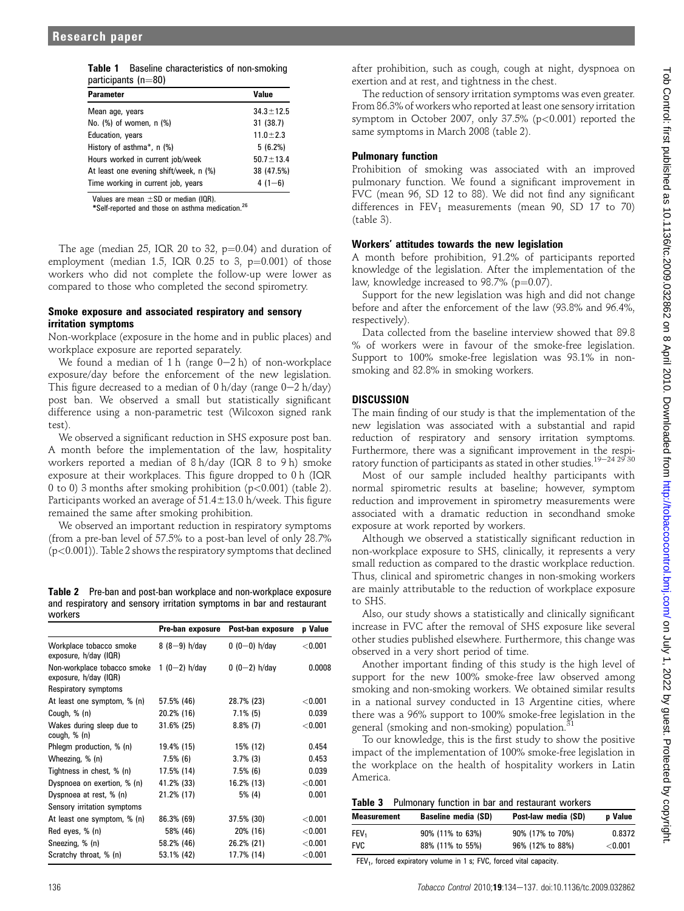**Table 1** Baseline characteristics of non-smoking participants (n=80)

| Parameter | Value |
|---|---|
| Mean age, years | 34.3±12.5 |
| No. (%) of women, n (%) | 31 (38.7) |
| Education, years | 11.0±2.3 |
| History of asthma*, n (%) | 5 (6.2%) |
| Hours worked in current job/week | 50.7±13.4 |
| At least one evening shift/week, n (%) | 38 (47.5%) |
| Time working in current job, years | 4 (1−6) |

Values are mean ±SD or median (IQR).
*Self-reported and those on asthma medication.[26]

The age (median 25, IQR 20 to 32, p=0.04) and duration of employment (median 1.5, IQR 0.25 to 3, p=0.001) of those workers who did not complete the follow-up were lower as compared to those who completed the second spirometry.

## Smoke exposure and associated respiratory and sensory irritation symptoms

Non-workplace (exposure in the home and in public places) and workplace exposure are reported separately.

We found a median of 1 h (range 0−2 h) of non-workplace exposure/day before the enforcement of the new legislation. This figure decreased to a median of 0 h/day (range 0−2 h/day) post ban. We observed a small but statistically significant difference using a non-parametric test (Wilcoxon signed rank test).

We observed a significant reduction in SHS exposure post ban. A month before the implementation of the law, hospitality workers reported a median of 8 h/day (IQR 8 to 9 h) smoke exposure at their workplaces. This figure dropped to 0 h (IQR 0 to 0) 3 months after smoking prohibition (p<0.001) (table 2). Participants worked an average of 51.4±13.0 h/week. This figure remained the same after smoking prohibition.

We observed an important reduction in respiratory symptoms (from a pre-ban level of 57.5% to a post-ban level of only 28.7% (p<0.001)). Table 2 shows the respiratory symptoms that declined after prohibition, such as cough, cough at night, dyspnoea on exertion and at rest, and tightness in the chest.

The reduction of sensory irritation symptoms was even greater. From 86.3% of workers who reported at least one sensory irritation symptom in October 2007, only 37.5% (p<0.001) reported the same symptoms in March 2008 (table 2).

**Table 2** Pre-ban and post-ban workplace and non-workplace exposure and respiratory and sensory irritation symptoms in bar and restaurant workers

| | Pre-ban exposure | Post-ban exposure | p Value |
|---|---|---|---|
| Workplace tobacco smoke exposure, h/day (IQR) | 8 (8−9) h/day | 0 (0−0) h/day | <0.001 |
| Non-workplace tobacco smoke exposure, h/day (IQR) | 1 (0−2) h/day | 0 (0−2) h/day | 0.0008 |
| Respiratory symptoms | | | |
| At least one symptom, % (n) | 57.5% (46) | 28.7% (23) | <0.001 |
| Cough, % (n) | 20.2% (16) | 7.1% (5) | 0.039 |
| Wakes during sleep due to cough, % (n) | 31.6% (25) | 8.8% (7) | <0.001 |
| Phlegm production, % (n) | 19.4% (15) | 15% (12) | 0.454 |
| Wheezing, % (n) | 7.5% (6) | 3.7% (3) | 0.453 |
| Tightness in chest, % (n) | 17.5% (14) | 7.5% (6) | 0.039 |
| Dyspnoea on exertion, % (n) | 41.2% (33) | 16.2% (13) | <0.001 |
| Dyspnoea at rest, % (n) | 21.2% (17) | 5% (4) | 0.001 |
| Sensory irritation symptoms | | | |
| At least one symptom, % (n) | 86.3% (69) | 37.5% (30) | <0.001 |
| Red eyes, % (n) | 58% (46) | 20% (16) | <0.001 |
| Sneezing, % (n) | 58.2% (46) | 26.2% (21) | <0.001 |
| Scratchy throat, % (n) | 53.1% (42) | 17.7% (14) | <0.001 |

## Pulmonary function

Prohibition of smoking was associated with an improved pulmonary function. We found a significant improvement in FVC (mean 96, SD 12 to 88). We did not find any significant differences in $FEV_1$ measurements (mean 90, SD 17 to 70) (table 3).

## Workers' attitudes towards the new legislation

A month before prohibition, 91.2% of participants reported knowledge of the legislation. After the implementation of the law, knowledge increased to 98.7% (p=0.07).

Support for the new legislation was high and did not change before and after the enforcement of the law (93.8% and 96.4%, respectively).

Data collected from the baseline interview showed that 89.8 % of workers were in favour of the smoke-free legislation. Support to 100% smoke-free legislation was 93.1% in non-smoking and 82.8% in smoking workers.

## DISCUSSION

The main finding of our study is that the implementation of the new legislation was associated with a substantial and rapid reduction of respiratory and sensory irritation symptoms. Furthermore, there was a significant improvement in the respiratory function of participants as stated in other studies.[19−24 29 30]

Most of our sample included healthy participants with normal spirometric results at baseline; however, symptom reduction and improvement in spirometry measurements were associated with a dramatic reduction in secondhand smoke exposure at work reported by workers.

Although we observed a statistically significant reduction in non-workplace exposure to SHS, clinically, it represents a very small reduction as compared to the drastic workplace reduction. Thus, clinical and spirometric changes in non-smoking workers are mainly attributable to the reduction of workplace exposure to SHS.

Also, our study shows a statistically and clinically significant increase in FVC after the removal of SHS exposure like several other studies published elsewhere. Furthermore, this change was observed in a very short period of time.

Another important finding of this study is the high level of support for the new 100% smoke-free law observed among smoking and non-smoking workers. We obtained similar results in a national survey conducted in 13 Argentine cities, where there was a 96% support to 100% smoke-free legislation in the general (smoking and non-smoking) population.[31]

To our knowledge, this is the first study to show the positive impact of the implementation of 100% smoke-free legislation in the workplace on the health of hospitality workers in Latin America.

**Table 3** Pulmonary function in bar and restaurant workers

| Measurement | Baseline media (SD) | Post-law media (SD) | p Value |
|---|---|---|---|
| $FEV_1$ | 90% (11% to 63%) | 90% (17% to 70%) | 0.8372 |
| FVC | 88% (11% to 55%) | 96% (12% to 88%) | <0.001 |

$FEV_1$, forced expiratory volume in 1 s; FVC, forced vital capacity.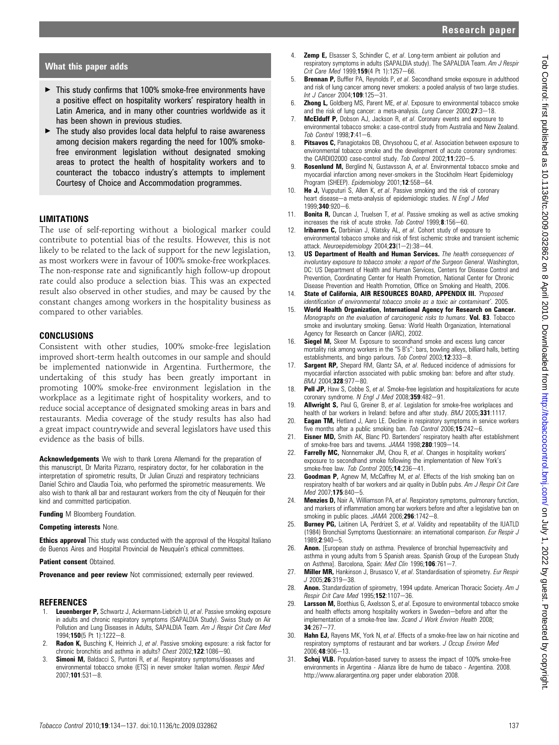## What this paper adds

- This study confirms that 100% smoke-free environments have a positive effect on hospitality workers' respiratory health in Latin America, and in many other countries worldwide as it has been shown in previous studies.
- The study also provides local data helpful to raise awareness among decision makers regarding the need for 100% smoke-free environment legislation without designated smoking areas to protect the health of hospitality workers and to counteract the tobacco industry's attempts to implement Courtesy of Choice and Accommodation programmes.

## LIMITATIONS

The use of self-reporting without a biological marker could contribute to potential bias of the results. However, this is not likely to be related to the lack of support for the new legislation, as most workers were in favour of 100% smoke-free workplaces. The non-response rate and significantly high follow-up dropout rate could also produce a selection bias. This was an expected result also observed in other studies, and may be caused by the constant changes among workers in the hospitality business as compared to other variables.

## CONCLUSIONS

Consistent with other studies, 100% smoke-free legislation improved short-term health outcomes in our sample and should be implemented nationwide in Argentina. Furthermore, the undertaking of this study has been greatly important in promoting 100% smoke-free environment legislation in the workplace as a legitimate right of hospitality workers, and to reduce social acceptance of designated smoking areas in bars and restaurants. Media coverage of the study results has also had a great impact countrywide and several legislators have used this evidence as the basis of bills.

**Acknowledgements** We wish to thank Lorena Allemandi for the preparation of this manuscript, Dr Marita Pizzarro, respiratory doctor, for her collaboration in the interpretation of spirometric results, Dr Julian Ciruzzi and respiratory technicians Daniel Schiro and Claudia Toia, who performed the spirometric measurements. We also wish to thank all bar and restaurant workers from the city of Neuquén for their kind and committed participation.

**Funding** M Bloomberg Foundation.

**Competing interests** None.

**Ethics approval** This study was conducted with the approval of the Hospital Italiano de Buenos Aires and Hospital Provincial de Neuquén's ethical committees.

**Patient consent** Obtained.

**Provenance and peer review** Not commissioned; externally peer reviewed.

## REFERENCES

1. **Leuenberger P,** Schwartz J, Ackermann-Liebrich U, *et al*. Passive smoking exposure in adults and chronic respiratory symptoms (SAPALDIA Study). Swiss Study on Air Pollution and Lung Diseases in Adults, SAPALDIA Team. *Am J Respir Crit Care Med* 1994;**150**(5 Pt 1):1222–8.
2. **Radon K,** Busching K, Heinrich J, *et al*. Passive smoking exposure: a risk factor for chronic bronchitis and asthma in adults? *Chest* 2002;**122**:1086–90.
3. **Simoni M,** Baldacci S, Puntoni R, *et al*. Respiratory symptoms/diseases and environmental tobacco smoke (ETS) in never smoker Italian women. *Respir Med* 2007;**101**:531–8.
4. **Zemp E,** Elsasser S, Schindler C, *et al*. Long-term ambient air pollution and respiratory symptoms in adults (SAPALDIA study). The SAPALDIA Team. *Am J Respir Crit Care Med* 1999;**159**(4 Pt 1):1257–66.
5. **Brennan P,** Buffler PA, Reynolds P, *et al*. Secondhand smoke exposure in adulthood and risk of lung cancer among never smokers: a pooled analysis of two large studies. *Int J Cancer* 2004;**109**:125–31.
6. **Zhong L,** Goldberg MS, Parent ME, *et al*. Exposure to environmental tobacco smoke and the risk of lung cancer: a meta-analysis. *Lung Cancer* 2000;**27**:3–18.
7. **McElduff P,** Dobson AJ, Jackson R, *et al*. Coronary events and exposure to environmental tobacco smoke: a case-control study from Australia and New Zealand. *Tob Control* 1998;**7**:41–6.
8. **Pitsavos C,** Panagiotakos DB, Chrysohoou C, *et al*. Association between exposure to environmental tobacco smoke and the development of acute coronary syndromes: the CARDIO2000 case-control study. *Tob Control* 2002;**11**:220–5.
9. **Rosenlund M,** Berglind N, Gustavsson A, *et al*. Environmental tobacco smoke and myocardial infarction among never-smokers in the Stockholm Heart Epidemiology Program (SHEEP). *Epidemiology* 2001;**12**:558–64.
10. **He J,** Vupputuri S, Allen K, *et al*. Passive smoking and the risk of coronary heart disease—a meta-analysis of epidemiologic studies. *N Engl J Med* 1999;**340**:920–6.
11. **Bonita R,** Duncan J, Truelsen T, *et al*. Passive smoking as well as active smoking increases the risk of acute stroke. *Tob Control* 1999;**8**:156–60.
12. **Iribarren C,** Darbinian J, Klatsky AL, *et al*. Cohort study of exposure to environmental tobacco smoke and risk of first ischemic stroke and transient ischemic attack. *Neuroepidemiology* 2004;**23**(1–2):38–44.
13. **US Department of Health and Human Services.** *The health consequences of involuntary exposure to tobacco smoke: a report of the Surgeon General*. Washington, DC: US Department of Health and Human Services, Centers for Disease Control and Prevention, Coordinating Center for Health Promotion, National Center for Chronic Disease Prevention and Health Promotion, Office on Smoking and Health, 2006.
14. **State of California, AIR RESOURCES BOARD, APPENDIX III.** *'Proposed identification of environmental tobacco smoke as a toxic air contaminant'*. 2005.
15. **World Health Organization, International Agency for Research on Cancer.** *Monographs on the evaluation of carcinogenic risks to humans*. **Vol. 83**. Tobacco smoke and involuntary smoking. Genva: World Health Organization, International Agency for Research on Cancer (IARC), 2002.
16. **Siegel M,** Skeer M. Exposure to secondhand smoke and excess lung cancer mortality risk among workers in the "5 B's": bars, bowling alleys, billiard halls, betting establishments, and bingo parlours. *Tob Control* 2003;**12**:333–8.
17. **Sargent RP,** Shepard RM, Glantz SA, *et al*. Reduced incidence of admissions for myocardial infarction associated with public smoking ban: before and after study. *BMJ* 2004;**328**:977–80.
18. **Pell JP,** Haw S, Cobbe S, *et al*. Smoke-free legislation and hospitalizations for acute coronary syndrome. *N Engl J Med* 2008;**359**:482–91.
19. **Allwright S,** Paul G, Greiner B, *et al*. Legislation for smoke-free workplaces and health of bar workers in Ireland: before and after study. *BMJ* 2005;**331**:1117.
20. **Eagan TM,** Hetland J, Aaro LE. Decline in respiratory symptoms in service workers five months after a public smoking ban. *Tob Control* 2006;**15**:242–6.
21. **Eisner MD,** Smith AK, Blanc PD. Bartenders' respiratory health after establishment of smoke-free bars and taverns. *JAMA* 1998;**280**:1909–14.
22. **Farrelly MC,** Nonnemaker JM, Chou R, *et al*. Changes in hospitality workers' exposure to secondhand smoke following the implementation of New York's smoke-free law. *Tob Control* 2005;**14**:236–41.
23. **Goodman P,** Agnew M, McCaffrey M, *et al*. Effects of the Irish smoking ban on respiratory health of bar workers and air quality in Dublin pubs. *Am J Respir Crit Care Med* 2007;**175**:840–5.
24. **Menzies D,** Nair A, Williamson PA, *et al*. Respiratory symptoms, pulmonary function, and markers of inflammation among bar workers before and after a legislative ban on smoking in public places. *JAMA* 2006;**296**:1742–8.
25. **Burney PG,** Laitinen LA, Perdrizet S, *et al*. Validity and repeatability of the IUATLD (1984) Bronchial Symptoms Questionnaire: an international comparison. *Eur Respir J* 1989;**2**:940–5.
26. **Anon.** [European study on asthma. Prevalence of bronchial hyperreactivity and asthma in young adults from 5 Spanish areas. Spanish Group of the European Study on Asthma]. Barcelona, Spain: *Med Clin* 1996;**106**:761–7.
27. **Miller MR,** Hankinson J, Brusasco V, *et al*. Standardisation of spirometry. *Eur Respir J* 2005;**26**:319–38.
28. **Anon.** Standardization of spirometry, 1994 update. American Thoracic Society. *Am J Respir Crit Care Med* 1995;**152**:1107–36.
29. **Larsson M,** Boethius G, Axelsson S, *et al*. Exposure to environmental tobacco smoke and health effects among hospitality workers in Sweden—before and after the implementation of a smoke-free law. *Scand J Work Environ Health* 2008; **34**:267–77.
30. **Hahn EJ,** Rayens MK, York N, *et al*. Effects of a smoke-free law on hair nicotine and respiratory symptoms of restaurant and bar workers. *J Occup Environ Med* 2006;**48**:906–13.
31. **Schoj VLB.** Population-based survey to assess the impact of 100% smoke-free environments in Argentina - Alianza libre de humo de tabaco - Argentina. 2008. http://www.aliarargentina.org paper under elaboration 2008.